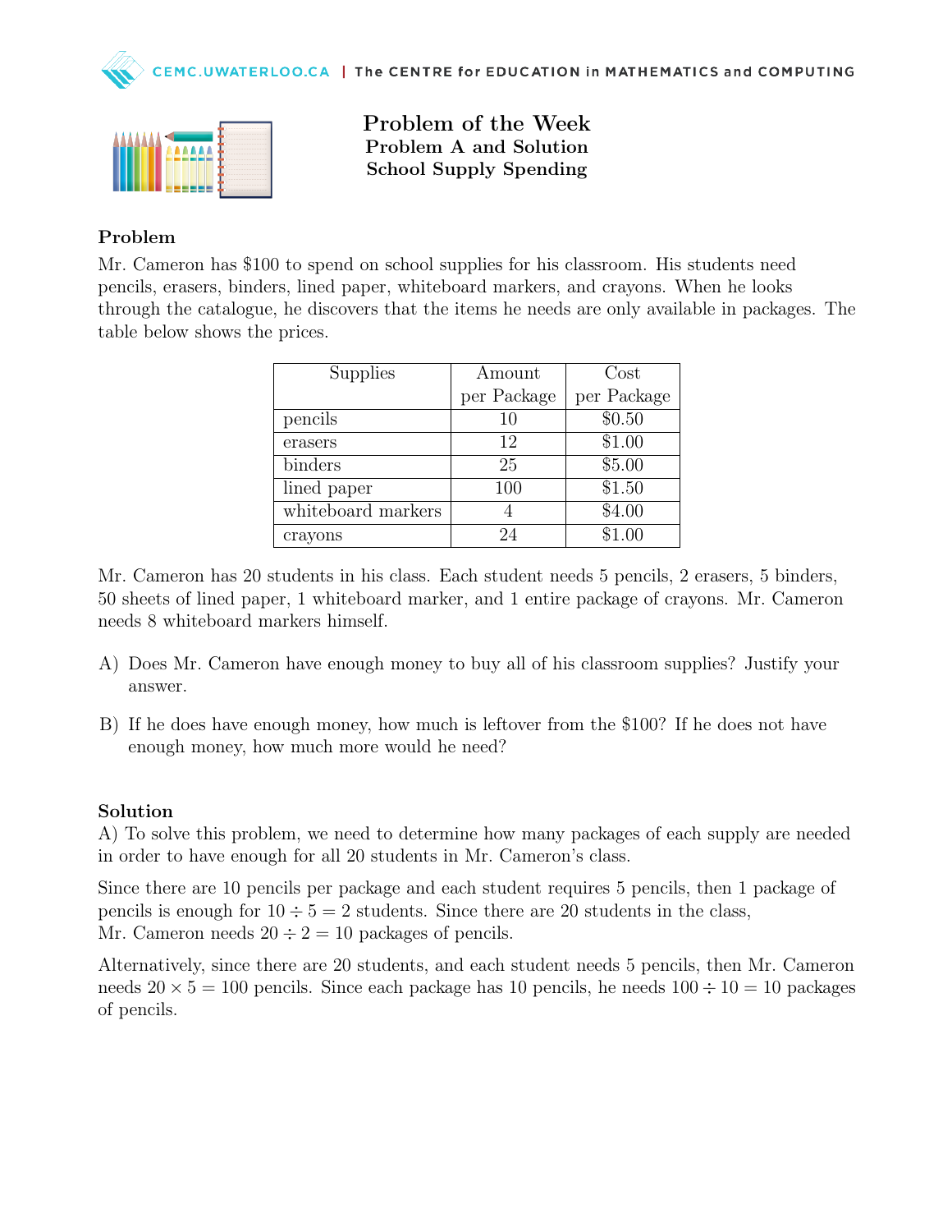# Problem of the Week
## Problem A and Solution
## School Supply Spending

### Problem

Mr. Cameron has $100 to spend on school supplies for his classroom. His students need pencils, erasers, binders, lined paper, whiteboard markers, and crayons. When he looks through the catalogue, he discovers that the items he needs are only available in packages. The table below shows the prices.

| Supplies | Amount per Package | Cost per Package |
|---|---|---|
| pencils | 10 | $0.50 |
| erasers | 12 | $1.00 |
| binders | 25 | $5.00 |
| lined paper | 100 | $1.50 |
| whiteboard markers | 4 | $4.00 |
| crayons | 24 | $1.00 |

Mr. Cameron has 20 students in his class. Each student needs 5 pencils, 2 erasers, 5 binders, 50 sheets of lined paper, 1 whiteboard marker, and 1 entire package of crayons. Mr. Cameron needs 8 whiteboard markers himself.

A) Does Mr. Cameron have enough money to buy all of his classroom supplies? Justify your answer.

B) If he does have enough money, how much is leftover from the $100? If he does not have enough money, how much more would he need?

### Solution

A) To solve this problem, we need to determine how many packages of each supply are needed in order to have enough for all 20 students in Mr. Cameron's class.

Since there are 10 pencils per package and each student requires 5 pencils, then 1 package of pencils is enough for $10 \div 5 = 2$ students. Since there are 20 students in the class, Mr. Cameron needs $20 \div 2 = 10$ packages of pencils.

Alternatively, since there are 20 students, and each student needs 5 pencils, then Mr. Cameron needs $20 \times 5 = 100$ pencils. Since each package has 10 pencils, he needs $100 \div 10 = 10$ packages of pencils.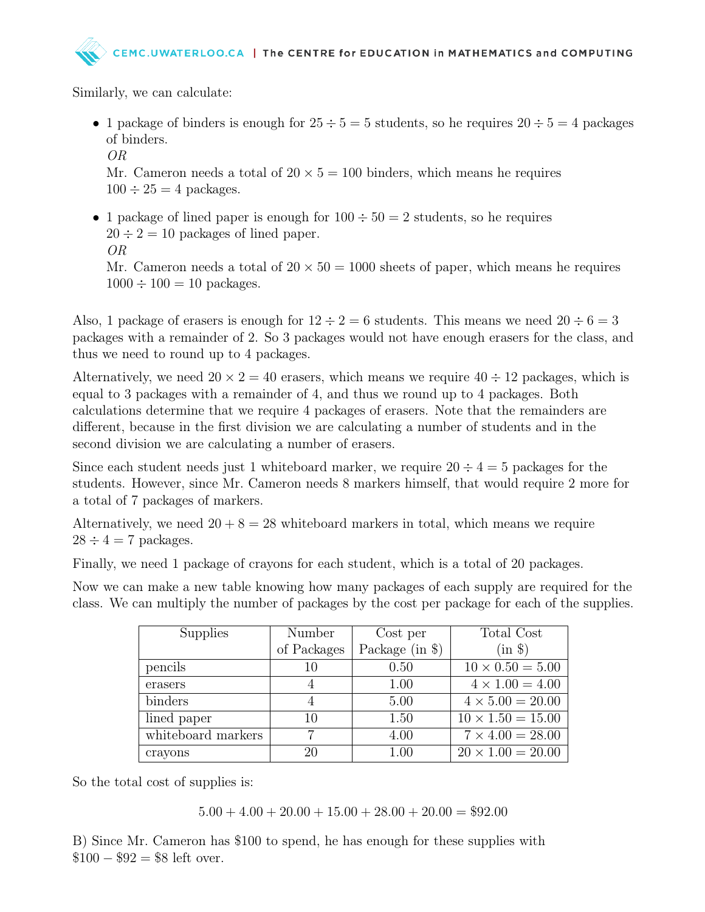Similarly, we can calculate:

- 1 package of binders is enough for $25 \div 5 = 5$ students, so he requires $20 \div 5 = 4$ packages of binders.
  *OR*
  Mr. Cameron needs a total of $20 \times 5 = 100$ binders, which means he requires $100 \div 25 = 4$ packages.

- 1 package of lined paper is enough for $100 \div 50 = 2$ students, so he requires $20 \div 2 = 10$ packages of lined paper.
  *OR*
  Mr. Cameron needs a total of $20 \times 50 = 1000$ sheets of paper, which means he requires $1000 \div 100 = 10$ packages.

Also, 1 package of erasers is enough for $12 \div 2 = 6$ students. This means we need $20 \div 6 = 3$ packages with a remainder of 2. So 3 packages would not have enough erasers for the class, and thus we need to round up to 4 packages.

Alternatively, we need $20 \times 2 = 40$ erasers, which means we require $40 \div 12$ packages, which is equal to 3 packages with a remainder of 4, and thus we round up to 4 packages. Both calculations determine that we require 4 packages of erasers. Note that the remainders are different, because in the first division we are calculating a number of students and in the second division we are calculating a number of erasers.

Since each student needs just 1 whiteboard marker, we require $20 \div 4 = 5$ packages for the students. However, since Mr. Cameron needs 8 markers himself, that would require 2 more for a total of 7 packages of markers.

Alternatively, we need $20 + 8 = 28$ whiteboard markers in total, which means we require $28 \div 4 = 7$ packages.

Finally, we need 1 package of crayons for each student, which is a total of 20 packages.

Now we can make a new table knowing how many packages of each supply are required for the class. We can multiply the number of packages by the cost per package for each of the supplies.

| Supplies | Number of Packages | Cost per Package (in $) | Total Cost (in $) |
|---|---|---|---|
| pencils | 10 | 0.50 | $10 \times 0.50 = 5.00$ |
| erasers | 4 | 1.00 | $4 \times 1.00 = 4.00$ |
| binders | 4 | 5.00 | $4 \times 5.00 = 20.00$ |
| lined paper | 10 | 1.50 | $10 \times 1.50 = 15.00$ |
| whiteboard markers | 7 | 4.00 | $7 \times 4.00 = 28.00$ |
| crayons | 20 | 1.00 | $20 \times 1.00 = 20.00$ |

So the total cost of supplies is:

$$5.00 + 4.00 + 20.00 + 15.00 + 28.00 + 20.00 = \$92.00$$

B) Since Mr. Cameron has \$100 to spend, he has enough for these supplies with $\$100 - \$92 = \$8$ left over.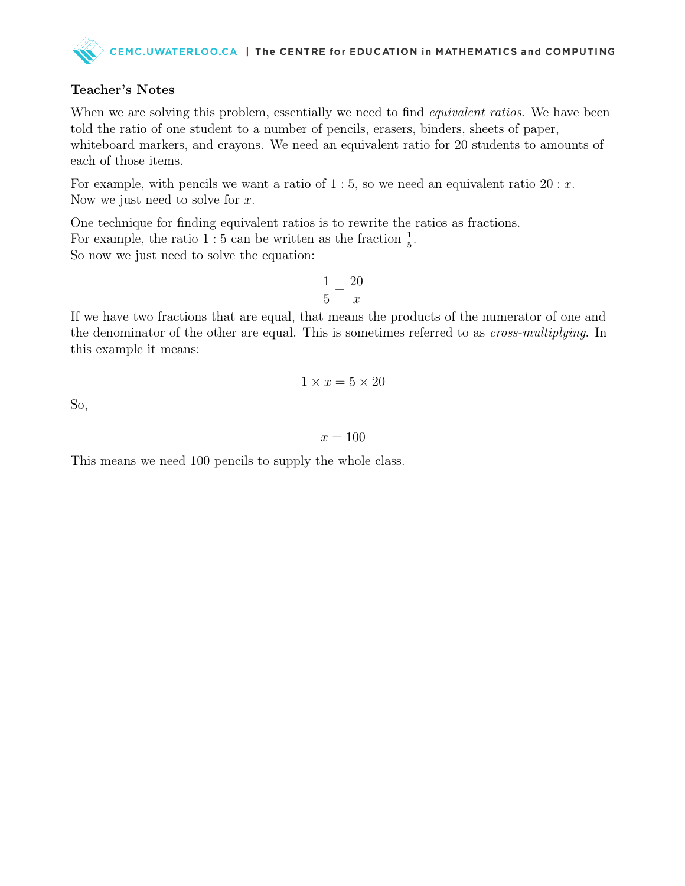**Teacher's Notes**

When we are solving this problem, essentially we need to find *equivalent ratios*. We have been told the ratio of one student to a number of pencils, erasers, binders, sheets of paper, whiteboard markers, and crayons. We need an equivalent ratio for 20 students to amounts of each of those items.

For example, with pencils we want a ratio of $1 : 5$, so we need an equivalent ratio $20 : x$. Now we just need to solve for $x$.

One technique for finding equivalent ratios is to rewrite the ratios as fractions.
For example, the ratio $1 : 5$ can be written as the fraction $\frac{1}{5}$.
So now we just need to solve the equation:

$$\frac{1}{5} = \frac{20}{x}$$

If we have two fractions that are equal, that means the products of the numerator of one and the denominator of the other are equal. This is sometimes referred to as *cross-multiplying*. In this example it means:

$$1 \times x = 5 \times 20$$

So,

$$x = 100$$

This means we need 100 pencils to supply the whole class.